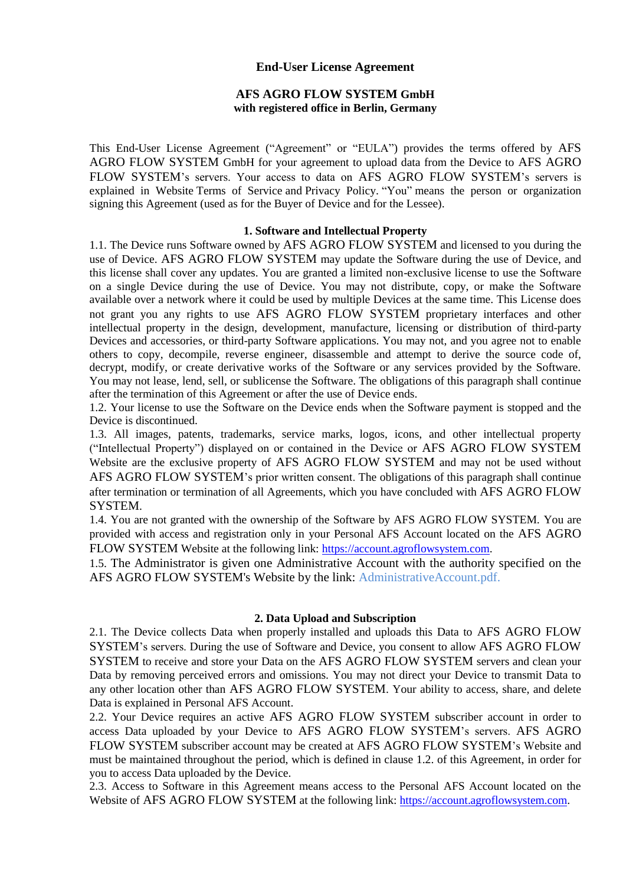# End-User License Agreement

## AFS AGRO FLOW SYSTEM GmbH
## with registered office in Berlin, Germany

This End-User License Agreement ("Agreement" or "EULA") provides the terms offered by AFS AGRO FLOW SYSTEM GmbH for your agreement to upload data from the Device to AFS AGRO FLOW SYSTEM's servers. Your access to data on AFS AGRO FLOW SYSTEM's servers is explained in Website Terms of Service and Privacy Policy. "You" means the person or organization signing this Agreement (used as for the Buyer of Device and for the Lessee).

### 1. Software and Intellectual Property

1.1. The Device runs Software owned by AFS AGRO FLOW SYSTEM and licensed to you during the use of Device. AFS AGRO FLOW SYSTEM may update the Software during the use of Device, and this license shall cover any updates. You are granted a limited non-exclusive license to use the Software on a single Device during the use of Device. You may not distribute, copy, or make the Software available over a network where it could be used by multiple Devices at the same time. This License does not grant you any rights to use AFS AGRO FLOW SYSTEM proprietary interfaces and other intellectual property in the design, development, manufacture, licensing or distribution of third-party Devices and accessories, or third-party Software applications. You may not, and you agree not to enable others to copy, decompile, reverse engineer, disassemble and attempt to derive the source code of, decrypt, modify, or create derivative works of the Software or any services provided by the Software. You may not lease, lend, sell, or sublicense the Software. The obligations of this paragraph shall continue after the termination of this Agreement or after the use of Device ends.

1.2. Your license to use the Software on the Device ends when the Software payment is stopped and the Device is discontinued.

1.3. All images, patents, trademarks, service marks, logos, icons, and other intellectual property ("Intellectual Property") displayed on or contained in the Device or AFS AGRO FLOW SYSTEM Website are the exclusive property of AFS AGRO FLOW SYSTEM and may not be used without AFS AGRO FLOW SYSTEM's prior written consent. The obligations of this paragraph shall continue after termination or termination of all Agreements, which you have concluded with AFS AGRO FLOW SYSTEM.

1.4. You are not granted with the ownership of the Software by AFS AGRO FLOW SYSTEM. You are provided with access and registration only in your Personal AFS Account located on the AFS AGRO FLOW SYSTEM Website at the following link: https://account.agroflowsystem.com.

1.5. The Administrator is given one Administrative Account with the authority specified on the AFS AGRO FLOW SYSTEM's Website by the link: AdministrativeAccount.pdf.

### 2. Data Upload and Subscription

2.1. The Device collects Data when properly installed and uploads this Data to AFS AGRO FLOW SYSTEM's servers. During the use of Software and Device, you consent to allow AFS AGRO FLOW SYSTEM to receive and store your Data on the AFS AGRO FLOW SYSTEM servers and clean your Data by removing perceived errors and omissions. You may not direct your Device to transmit Data to any other location other than AFS AGRO FLOW SYSTEM. Your ability to access, share, and delete Data is explained in Personal AFS Account.

2.2. Your Device requires an active AFS AGRO FLOW SYSTEM subscriber account in order to access Data uploaded by your Device to AFS AGRO FLOW SYSTEM's servers. AFS AGRO FLOW SYSTEM subscriber account may be created at AFS AGRO FLOW SYSTEM's Website and must be maintained throughout the period, which is defined in clause 1.2. of this Agreement, in order for you to access Data uploaded by the Device.

2.3. Access to Software in this Agreement means access to the Personal AFS Account located on the Website of AFS AGRO FLOW SYSTEM at the following link: https://account.agroflowsystem.com.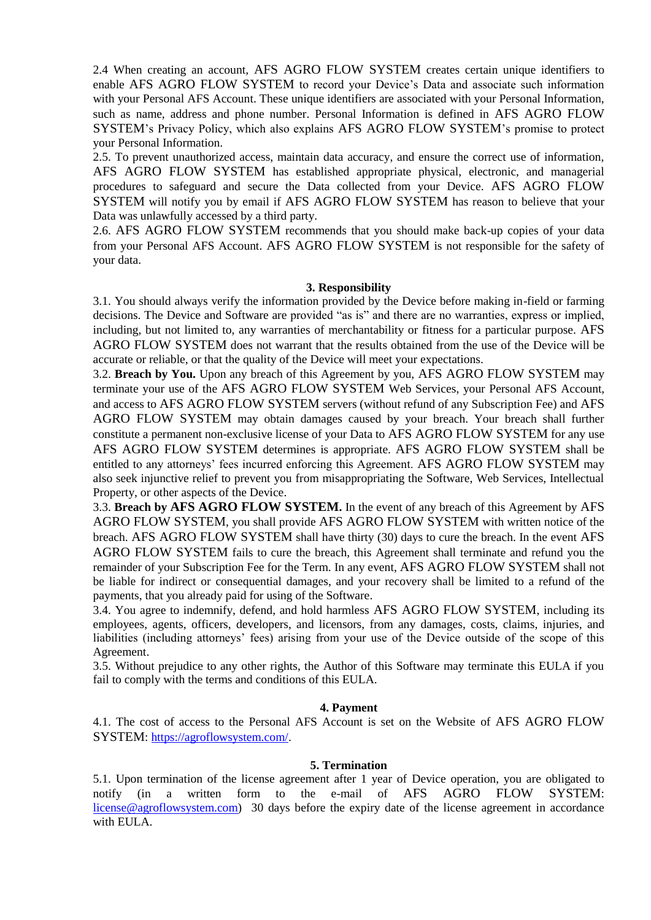2.4 When creating an account, AFS AGRO FLOW SYSTEM creates certain unique identifiers to enable AFS AGRO FLOW SYSTEM to record your Device's Data and associate such information with your Personal AFS Account. These unique identifiers are associated with your Personal Information, such as name, address and phone number. Personal Information is defined in AFS AGRO FLOW SYSTEM's Privacy Policy, which also explains AFS AGRO FLOW SYSTEM's promise to protect your Personal Information.

2.5. To prevent unauthorized access, maintain data accuracy, and ensure the correct use of information, AFS AGRO FLOW SYSTEM has established appropriate physical, electronic, and managerial procedures to safeguard and secure the Data collected from your Device. AFS AGRO FLOW SYSTEM will notify you by email if AFS AGRO FLOW SYSTEM has reason to believe that your Data was unlawfully accessed by a third party.

2.6. AFS AGRO FLOW SYSTEM recommends that you should make back-up copies of your data from your Personal AFS Account. AFS AGRO FLOW SYSTEM is not responsible for the safety of your data.

## 3. Responsibility

3.1. You should always verify the information provided by the Device before making in-field or farming decisions. The Device and Software are provided "as is" and there are no warranties, express or implied, including, but not limited to, any warranties of merchantability or fitness for a particular purpose. AFS AGRO FLOW SYSTEM does not warrant that the results obtained from the use of the Device will be accurate or reliable, or that the quality of the Device will meet your expectations.

3.2. **Breach by You.** Upon any breach of this Agreement by you, AFS AGRO FLOW SYSTEM may terminate your use of the AFS AGRO FLOW SYSTEM Web Services, your Personal AFS Account, and access to AFS AGRO FLOW SYSTEM servers (without refund of any Subscription Fee) and AFS AGRO FLOW SYSTEM may obtain damages caused by your breach. Your breach shall further constitute a permanent non-exclusive license of your Data to AFS AGRO FLOW SYSTEM for any use AFS AGRO FLOW SYSTEM determines is appropriate. AFS AGRO FLOW SYSTEM shall be entitled to any attorneys' fees incurred enforcing this Agreement. AFS AGRO FLOW SYSTEM may also seek injunctive relief to prevent you from misappropriating the Software, Web Services, Intellectual Property, or other aspects of the Device.

3.3. **Breach by AFS AGRO FLOW SYSTEM.** In the event of any breach of this Agreement by AFS AGRO FLOW SYSTEM, you shall provide AFS AGRO FLOW SYSTEM with written notice of the breach. AFS AGRO FLOW SYSTEM shall have thirty (30) days to cure the breach. In the event AFS AGRO FLOW SYSTEM fails to cure the breach, this Agreement shall terminate and refund you the remainder of your Subscription Fee for the Term. In any event, AFS AGRO FLOW SYSTEM shall not be liable for indirect or consequential damages, and your recovery shall be limited to a refund of the payments, that you already paid for using of the Software.

3.4. You agree to indemnify, defend, and hold harmless AFS AGRO FLOW SYSTEM, including its employees, agents, officers, developers, and licensors, from any damages, costs, claims, injuries, and liabilities (including attorneys' fees) arising from your use of the Device outside of the scope of this Agreement.

3.5. Without prejudice to any other rights, the Author of this Software may terminate this EULA if you fail to comply with the terms and conditions of this EULA.

## 4. Payment

4.1. The cost of access to the Personal AFS Account is set on the Website of AFS AGRO FLOW SYSTEM: https://agroflowsystem.com/.

## 5. Termination

5.1. Upon termination of the license agreement after 1 year of Device operation, you are obligated to notify (in a written form to the e-mail of AFS AGRO FLOW SYSTEM: license@agroflowsystem.com) 30 days before the expiry date of the license agreement in accordance with EULA.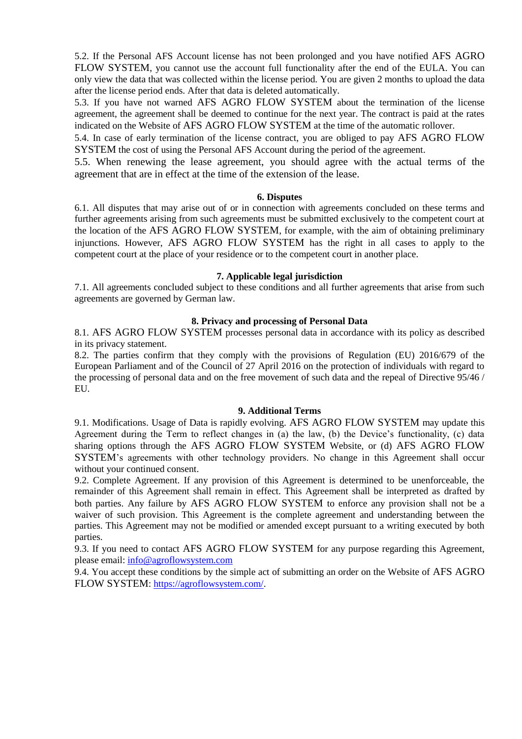5.2. If the Personal AFS Account license has not been prolonged and you have notified AFS AGRO FLOW SYSTEM, you cannot use the account full functionality after the end of the EULA. You can only view the data that was collected within the license period. You are given 2 months to upload the data after the license period ends. After that data is deleted automatically.

5.3. If you have not warned AFS AGRO FLOW SYSTEM about the termination of the license agreement, the agreement shall be deemed to continue for the next year. The contract is paid at the rates indicated on the Website of AFS AGRO FLOW SYSTEM at the time of the automatic rollover.

5.4. In case of early termination of the license contract, you are obliged to pay AFS AGRO FLOW SYSTEM the cost of using the Personal AFS Account during the period of the agreement.

5.5. When renewing the lease agreement, you should agree with the actual terms of the agreement that are in effect at the time of the extension of the lease.

**6. Disputes**

6.1. All disputes that may arise out of or in connection with agreements concluded on these terms and further agreements arising from such agreements must be submitted exclusively to the competent court at the location of the AFS AGRO FLOW SYSTEM, for example, with the aim of obtaining preliminary injunctions. However, AFS AGRO FLOW SYSTEM has the right in all cases to apply to the competent court at the place of your residence or to the competent court in another place.

**7. Applicable legal jurisdiction**

7.1. All agreements concluded subject to these conditions and all further agreements that arise from such agreements are governed by German law.

**8. Privacy and processing of Personal Data**

8.1. AFS AGRO FLOW SYSTEM processes personal data in accordance with its policy as described in its privacy statement.

8.2. The parties confirm that they comply with the provisions of Regulation (EU) 2016/679 of the European Parliament and of the Council of 27 April 2016 on the protection of individuals with regard to the processing of personal data and on the free movement of such data and the repeal of Directive 95/46 / EU.

**9. Additional Terms**

9.1. Modifications. Usage of Data is rapidly evolving. AFS AGRO FLOW SYSTEM may update this Agreement during the Term to reflect changes in (a) the law, (b) the Device's functionality, (c) data sharing options through the AFS AGRO FLOW SYSTEM Website, or (d) AFS AGRO FLOW SYSTEM's agreements with other technology providers. No change in this Agreement shall occur without your continued consent.

9.2. Complete Agreement. If any provision of this Agreement is determined to be unenforceable, the remainder of this Agreement shall remain in effect. This Agreement shall be interpreted as drafted by both parties. Any failure by AFS AGRO FLOW SYSTEM to enforce any provision shall not be a waiver of such provision. This Agreement is the complete agreement and understanding between the parties. This Agreement may not be modified or amended except pursuant to a writing executed by both parties.

9.3. If you need to contact AFS AGRO FLOW SYSTEM for any purpose regarding this Agreement, please email: [info@agroflowsystem.com](mailto:info@agroflowsystem.com)

9.4. You accept these conditions by the simple act of submitting an order on the Website of AFS AGRO FLOW SYSTEM: [https://agroflowsystem.com/](https://agroflowsystem.com/).